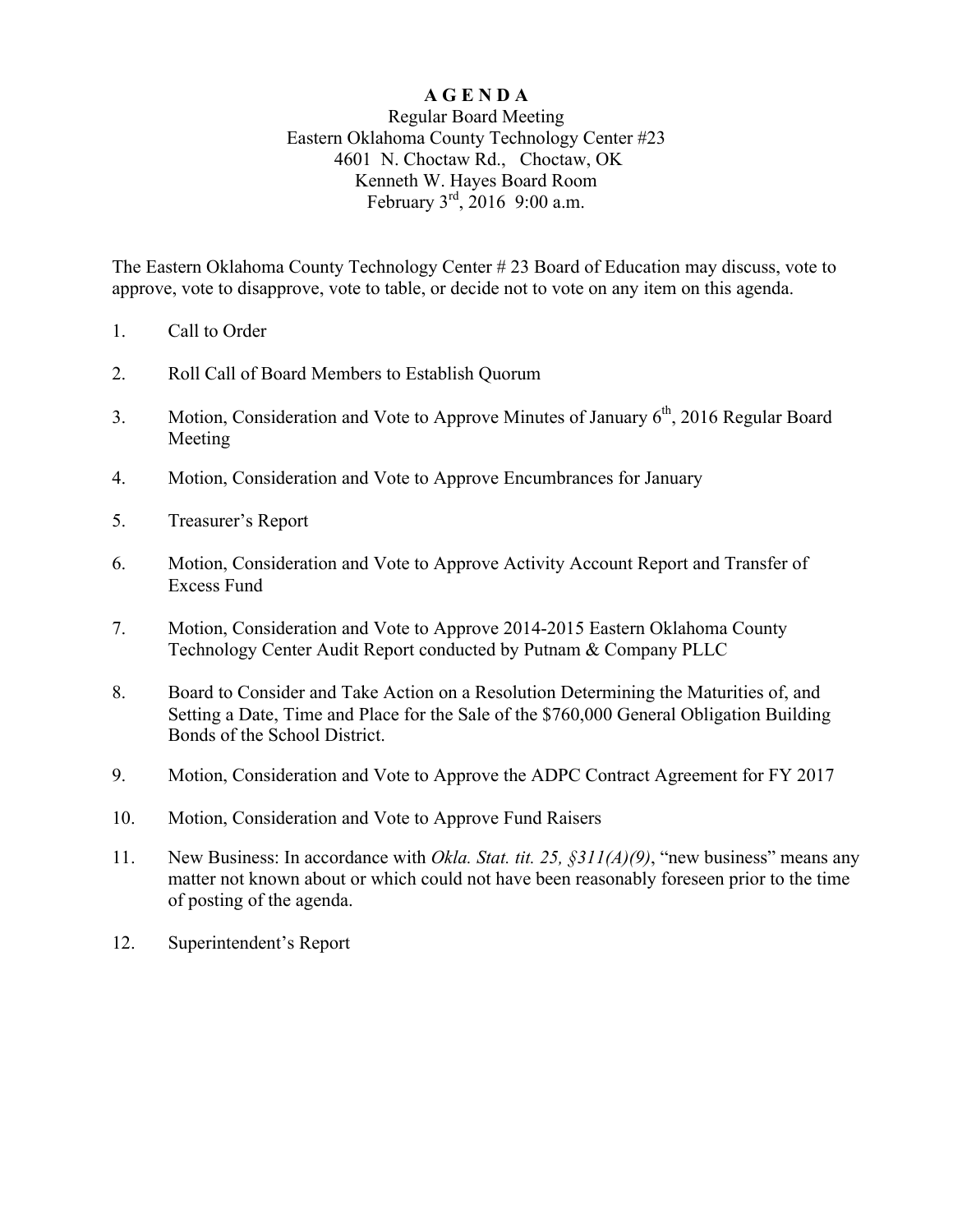# A G E N D A

Regular Board Meeting
Eastern Oklahoma County Technology Center #23
4601 N. Choctaw Rd., Choctaw, OK
Kenneth W. Hayes Board Room
February 3rd, 2016 9:00 a.m.

The Eastern Oklahoma County Technology Center # 23 Board of Education may discuss, vote to approve, vote to disapprove, vote to table, or decide not to vote on any item on this agenda.

1. Call to Order

2. Roll Call of Board Members to Establish Quorum

3. Motion, Consideration and Vote to Approve Minutes of January 6th, 2016 Regular Board Meeting

4. Motion, Consideration and Vote to Approve Encumbrances for January

5. Treasurer's Report

6. Motion, Consideration and Vote to Approve Activity Account Report and Transfer of Excess Fund

7. Motion, Consideration and Vote to Approve 2014-2015 Eastern Oklahoma County Technology Center Audit Report conducted by Putnam & Company PLLC

8. Board to Consider and Take Action on a Resolution Determining the Maturities of, and Setting a Date, Time and Place for the Sale of the $760,000 General Obligation Building Bonds of the School District.

9. Motion, Consideration and Vote to Approve the ADPC Contract Agreement for FY 2017

10. Motion, Consideration and Vote to Approve Fund Raisers

11. New Business: In accordance with *Okla. Stat. tit. 25, §311(A)(9)*, "new business" means any matter not known about or which could not have been reasonably foreseen prior to the time of posting of the agenda.

12. Superintendent's Report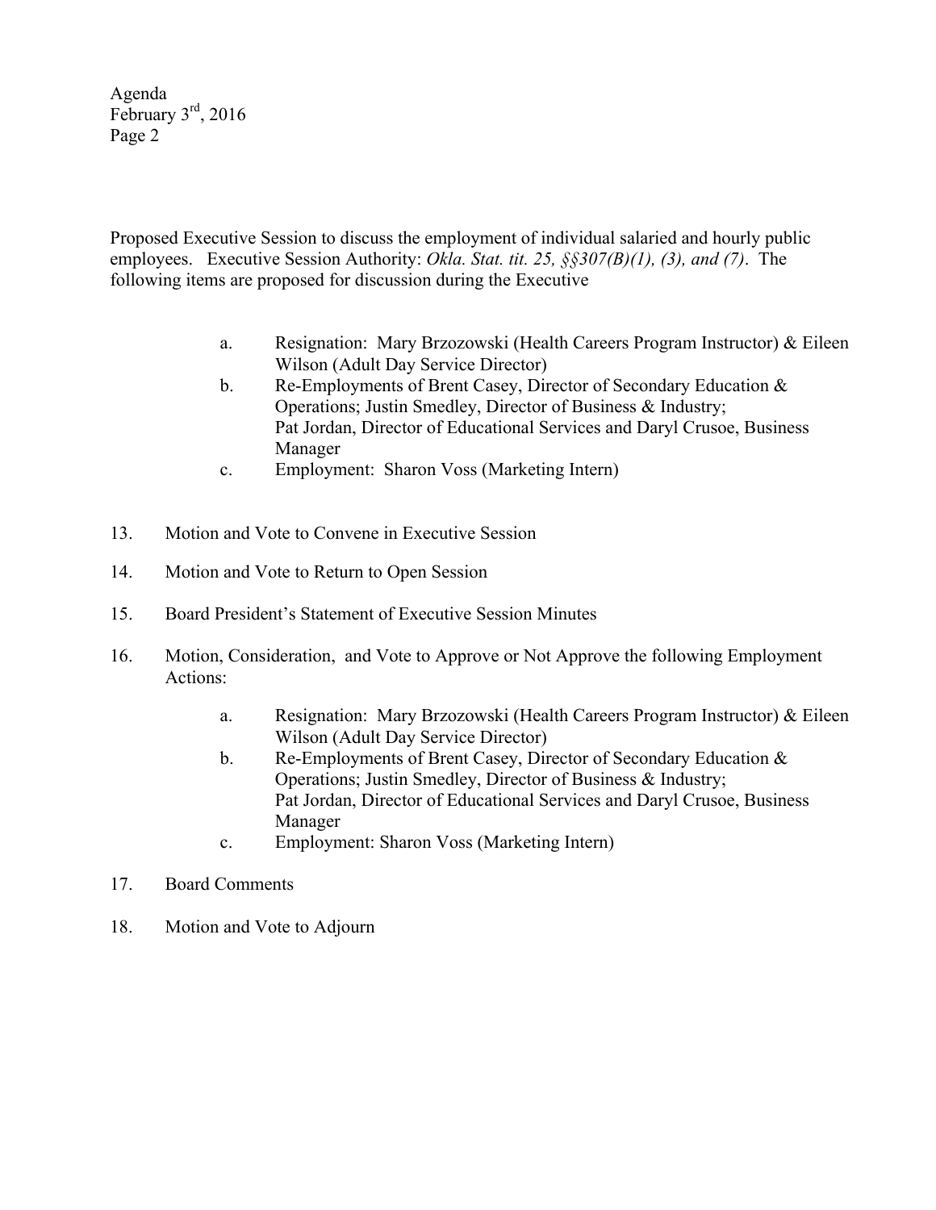Proposed Executive Session to discuss the employment of individual salaried and hourly public employees. Executive Session Authority: *Okla. Stat. tit. 25, §§307(B)(1), (3), and (7)*. The following items are proposed for discussion during the Executive

a. Resignation: Mary Brzozowski (Health Careers Program Instructor) & Eileen Wilson (Adult Day Service Director)
b. Re-Employments of Brent Casey, Director of Secondary Education & Operations; Justin Smedley, Director of Business & Industry; Pat Jordan, Director of Educational Services and Daryl Crusoe, Business Manager
c. Employment: Sharon Voss (Marketing Intern)

13. Motion and Vote to Convene in Executive Session

14. Motion and Vote to Return to Open Session

15. Board President's Statement of Executive Session Minutes

16. Motion, Consideration, and Vote to Approve or Not Approve the following Employment Actions:

    a. Resignation: Mary Brzozowski (Health Careers Program Instructor) & Eileen Wilson (Adult Day Service Director)
    b. Re-Employments of Brent Casey, Director of Secondary Education & Operations; Justin Smedley, Director of Business & Industry; Pat Jordan, Director of Educational Services and Daryl Crusoe, Business Manager
    c. Employment: Sharon Voss (Marketing Intern)

17. Board Comments

18. Motion and Vote to Adjourn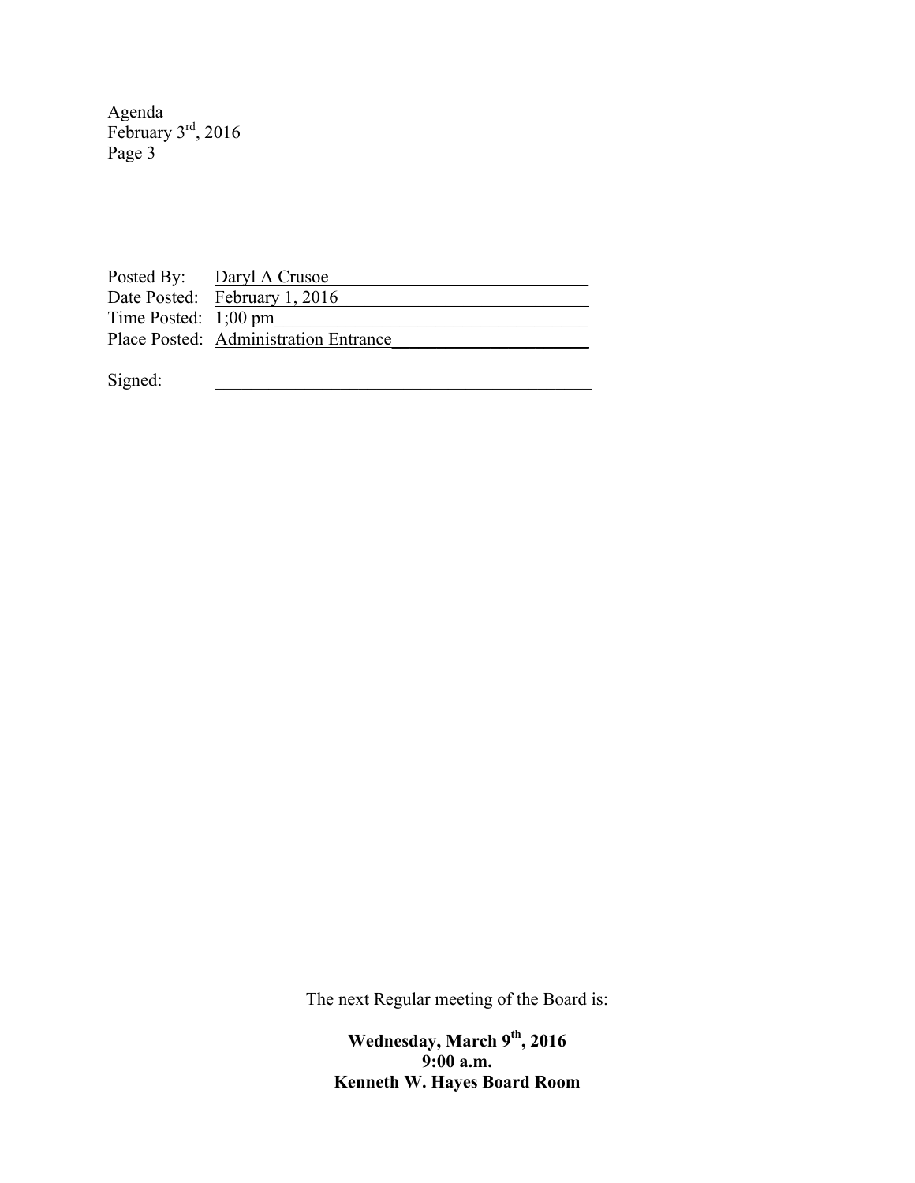Posted By: Daryl A Crusoe
Date Posted: February 1, 2016
Time Posted: 1;00 pm
Place Posted: Administration Entrance

Signed: ____________________________________________

The next Regular meeting of the Board is:

**Wednesday, March 9th, 2016**
**9:00 a.m.**
**Kenneth W. Hayes Board Room**